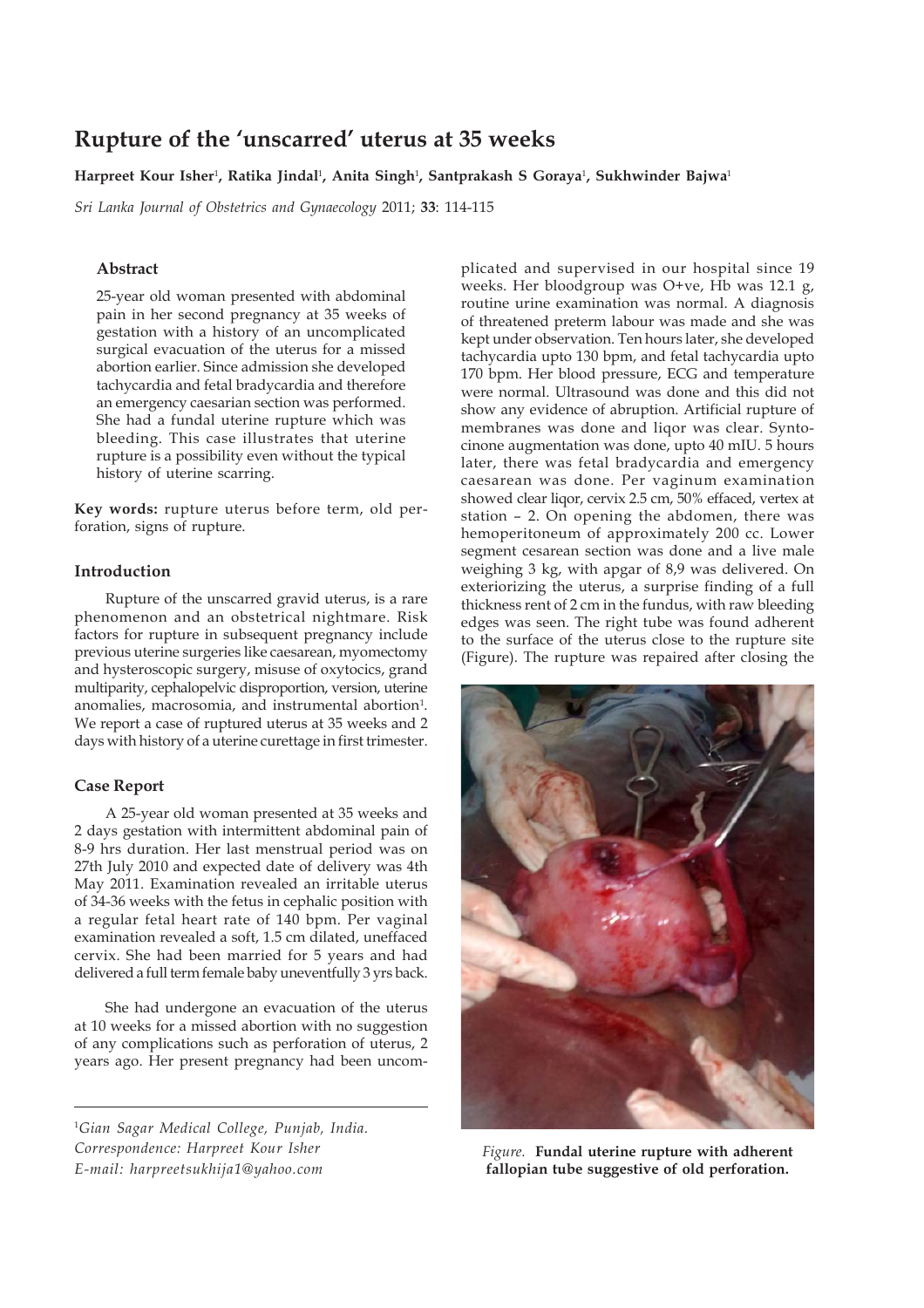# Rupture of the 'unscarred' uterus at 35 weeks

**Harpreet Kour Isher[1], Ratika Jindal[1], Anita Singh[1], Santprakash S Goraya[1], Sukhwinder Bajwa[1]**

*Sri Lanka Journal of Obstetrics and Gynaecology* 2011; **33**: 114-115

### Abstract

25-year old woman presented with abdominal pain in her second pregnancy at 35 weeks of gestation with a history of an uncomplicated surgical evacuation of the uterus for a missed abortion earlier. Since admission she developed tachycardia and fetal bradycardia and therefore an emergency caesarian section was performed. She had a fundal uterine rupture which was bleeding. This case illustrates that uterine rupture is a possibility even without the typical history of uterine scarring.

**Key words:** rupture uterus before term, old perforation, signs of rupture.

### Introduction

Rupture of the unscarred gravid uterus, is a rare phenomenon and an obstetrical nightmare. Risk factors for rupture in subsequent pregnancy include previous uterine surgeries like caesarean, myomectomy and hysteroscopic surgery, misuse of oxytocics, grand multiparity, cephalopelvic disproportion, version, uterine anomalies, macrosomia, and instrumental abortion[1]. We report a case of ruptured uterus at 35 weeks and 2 days with history of a uterine curettage in first trimester.

### Case Report

A 25-year old woman presented at 35 weeks and 2 days gestation with intermittent abdominal pain of 8-9 hrs duration. Her last menstrual period was on 27th July 2010 and expected date of delivery was 4th May 2011. Examination revealed an irritable uterus of 34-36 weeks with the fetus in cephalic position with a regular fetal heart rate of 140 bpm. Per vaginal examination revealed a soft, 1.5 cm dilated, uneffaced cervix. She had been married for 5 years and had delivered a full term female baby uneventfully 3 yrs back.

She had undergone an evacuation of the uterus at 10 weeks for a missed abortion with no suggestion of any complications such as perforation of uterus, 2 years ago. Her present pregnancy had been uncomplicated and supervised in our hospital since 19 weeks. Her bloodgroup was O+ve, Hb was 12.1 g, routine urine examination was normal. A diagnosis of threatened preterm labour was made and she was kept under observation. Ten hours later, she developed tachycardia upto 130 bpm, and fetal tachycardia upto 170 bpm. Her blood pressure, ECG and temperature were normal. Ultrasound was done and this did not show any evidence of abruption. Artificial rupture of membranes was done and liqor was clear. Syntocinone augmentation was done, upto 40 mIU. 5 hours later, there was fetal bradycardia and emergency caesarean was done. Per vaginum examination showed clear liqor, cervix 2.5 cm, 50% effaced, vertex at station – 2. On opening the abdomen, there was hemoperitoneum of approximately 200 cc. Lower segment cesarean section was done and a live male weighing 3 kg, with apgar of 8,9 was delivered. On exteriorizing the uterus, a surprise finding of a full thickness rent of 2 cm in the fundus, with raw bleeding edges was seen. The right tube was found adherent to the surface of the uterus close to the rupture site (Figure). The rupture was repaired after closing the

*Figure.* **Fundal uterine rupture with adherent fallopian tube suggestive of old perforation.**

[1]*Gian Sagar Medical College, Punjab, India.*
*Correspondence: Harpreet Kour Isher*
*E-mail: harpreetsukhija1@yahoo.com*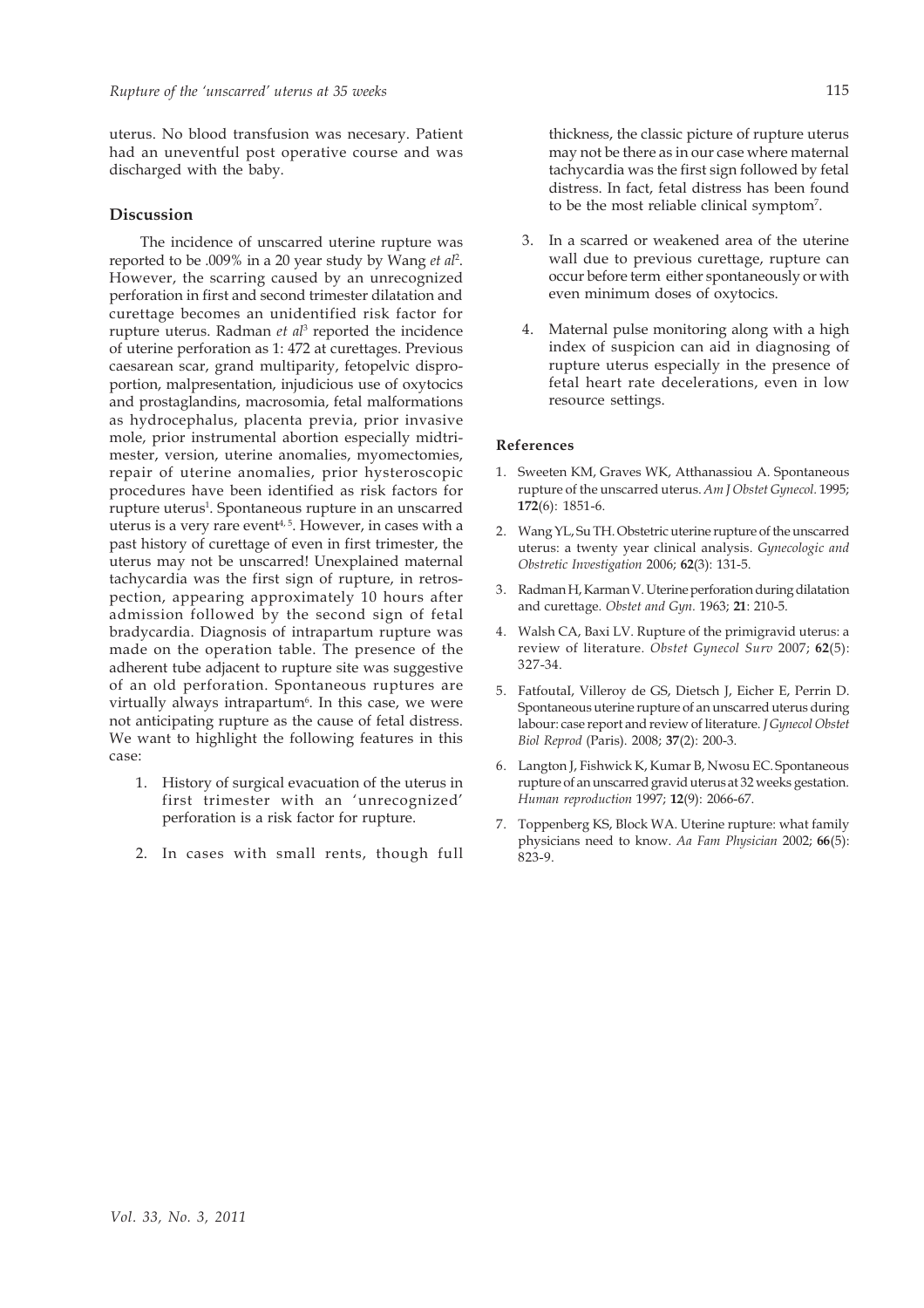uterus. No blood transfusion was necesary. Patient had an uneventful post operative course and was discharged with the baby.

## Discussion

The incidence of unscarred uterine rupture was reported to be .009% in a 20 year study by Wang *et al*[2]. However, the scarring caused by an unrecognized perforation in first and second trimester dilatation and curettage becomes an unidentified risk factor for rupture uterus. Radman *et al*[3] reported the incidence of uterine perforation as 1: 472 at curettages. Previous caesarean scar, grand multiparity, fetopelvic disproportion, malpresentation, injudicious use of oxytocics and prostaglandins, macrosomia, fetal malformations as hydrocephalus, placenta previa, prior invasive mole, prior instrumental abortion especially midtrimester, version, uterine anomalies, myomectomies, repair of uterine anomalies, prior hysteroscopic procedures have been identified as risk factors for rupture uterus[1]. Spontaneous rupture in an unscarred uterus is a very rare event[4, 5]. However, in cases with a past history of curettage of even in first trimester, the uterus may not be unscarred! Unexplained maternal tachycardia was the first sign of rupture, in retrospection, appearing approximately 10 hours after admission followed by the second sign of fetal bradycardia. Diagnosis of intrapartum rupture was made on the operation table. The presence of the adherent tube adjacent to rupture site was suggestive of an old perforation. Spontaneous ruptures are virtually always intrapartum[6]. In this case, we were not anticipating rupture as the cause of fetal distress. We want to highlight the following features in this case:

1. History of surgical evacuation of the uterus in first trimester with an 'unrecognized' perforation is a risk factor for rupture.
2. In cases with small rents, though full thickness, the classic picture of rupture uterus may not be there as in our case where maternal tachycardia was the first sign followed by fetal distress. In fact, fetal distress has been found to be the most reliable clinical symptom[7].
3. In a scarred or weakened area of the uterine wall due to previous curettage, rupture can occur before term either spontaneously or with even minimum doses of oxytocics.
4. Maternal pulse monitoring along with a high index of suspicion can aid in diagnosing of rupture uterus especially in the presence of fetal heart rate decelerations, even in low resource settings.

### References

1. Sweeten KM, Graves WK, Atthanassiou A. Spontaneous rupture of the unscarred uterus. *Am J Obstet Gynecol.* 1995; **172**(6): 1851-6.
2. Wang YL, Su TH. Obstetric uterine rupture of the unscarred uterus: a twenty year clinical analysis. *Gynecologic and Obstretic Investigation* 2006; **62**(3): 131-5.
3. Radman H, Karman V. Uterine perforation during dilatation and curettage. *Obstet and Gyn.* 1963; **21**: 210-5.
4. Walsh CA, Baxi LV. Rupture of the primigravid uterus: a review of literature. *Obstet Gynecol Surv* 2007; **62**(5): 327-34.
5. FatfoutaI, Villeroy de GS, Dietsch J, Eicher E, Perrin D. Spontaneous uterine rupture of an unscarred uterus during labour: case report and review of literature. *J Gynecol Obstet Biol Reprod* (Paris). 2008; **37**(2): 200-3.
6. Langton J, Fishwick K, Kumar B, Nwosu EC. Spontaneous rupture of an unscarred gravid uterus at 32 weeks gestation. *Human reproduction* 1997; **12**(9): 2066-67.
7. Toppenberg KS, Block WA. Uterine rupture: what family physicians need to know. *Aa Fam Physician* 2002; **66**(5): 823-9.